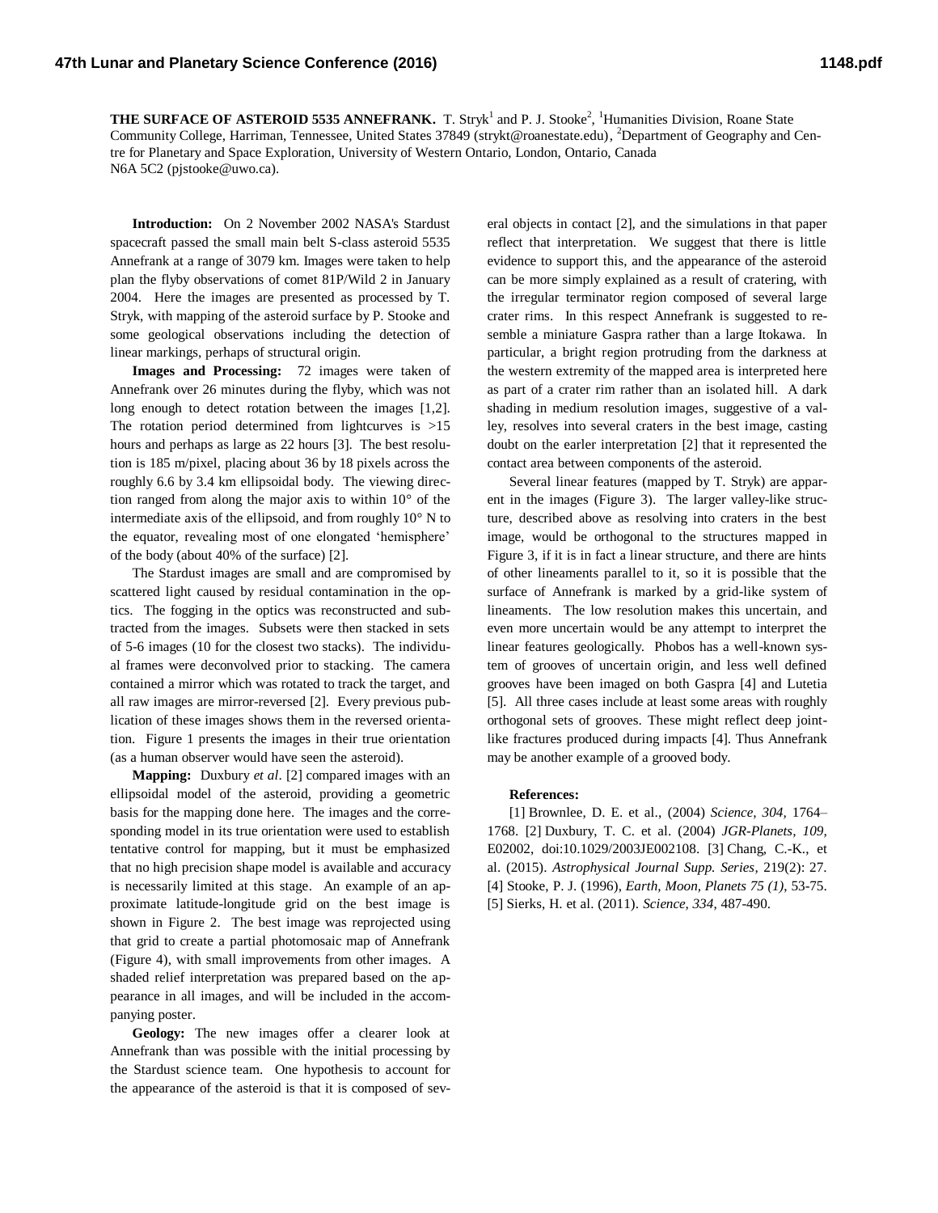# THE SURFACE OF ASTEROID 5535 ANNEFRANK.

T. Stryk[1] and P. J. Stooke[2], [1]Humanities Division, Roane State Community College, Harriman, Tennessee, United States 37849 (strykt@roanestate.edu), [2]Department of Geography and Centre for Planetary and Space Exploration, University of Western Ontario, London, Ontario, Canada N6A 5C2 (pjstooke@uwo.ca).

**Introduction:** On 2 November 2002 NASA's Stardust spacecraft passed the small main belt S-class asteroid 5535 Annefrank at a range of 3079 km. Images were taken to help plan the flyby observations of comet 81P/Wild 2 in January 2004. Here the images are presented as processed by T. Stryk, with mapping of the asteroid surface by P. Stooke and some geological observations including the detection of linear markings, perhaps of structural origin.

**Images and Processing:** 72 images were taken of Annefrank over 26 minutes during the flyby, which was not long enough to detect rotation between the images [1,2]. The rotation period determined from lightcurves is >15 hours and perhaps as large as 22 hours [3]. The best resolution is 185 m/pixel, placing about 36 by 18 pixels across the roughly 6.6 by 3.4 km ellipsoidal body. The viewing direction ranged from along the major axis to within 10° of the intermediate axis of the ellipsoid, and from roughly 10° N to the equator, revealing most of one elongated 'hemisphere' of the body (about 40% of the surface) [2].

The Stardust images are small and are compromised by scattered light caused by residual contamination in the optics. The fogging in the optics was reconstructed and subtracted from the images. Subsets were then stacked in sets of 5-6 images (10 for the closest two stacks). The individual frames were deconvolved prior to stacking. The camera contained a mirror which was rotated to track the target, and all raw images are mirror-reversed [2]. Every previous publication of these images shows them in the reversed orientation. Figure 1 presents the images in their true orientation (as a human observer would have seen the asteroid).

**Mapping:** Duxbury *et al*. [2] compared images with an ellipsoidal model of the asteroid, providing a geometric basis for the mapping done here. The images and the corresponding model in its true orientation were used to establish tentative control for mapping, but it must be emphasized that no high precision shape model is available and accuracy is necessarily limited at this stage. An example of an approximate latitude-longitude grid on the best image is shown in Figure 2. The best image was reprojected using that grid to create a partial photomosaic map of Annefrank (Figure 4), with small improvements from other images. A shaded relief interpretation was prepared based on the appearance in all images, and will be included in the accompanying poster.

**Geology:** The new images offer a clearer look at Annefrank than was possible with the initial processing by the Stardust science team. One hypothesis to account for the appearance of the asteroid is that it is composed of several objects in contact [2], and the simulations in that paper reflect that interpretation. We suggest that there is little evidence to support this, and the appearance of the asteroid can be more simply explained as a result of cratering, with the irregular terminator region composed of several large crater rims. In this respect Annefrank is suggested to resemble a miniature Gaspra rather than a large Itokawa. In particular, a bright region protruding from the darkness at the western extremity of the mapped area is interpreted here as part of a crater rim rather than an isolated hill. A dark shading in medium resolution images, suggestive of a valley, resolves into several craters in the best image, casting doubt on the earler interpretation [2] that it represented the contact area between components of the asteroid.

Several linear features (mapped by T. Stryk) are apparent in the images (Figure 3). The larger valley-like structure, described above as resolving into craters in the best image, would be orthogonal to the structures mapped in Figure 3, if it is in fact a linear structure, and there are hints of other lineaments parallel to it, so it is possible that the surface of Annefrank is marked by a grid-like system of lineaments. The low resolution makes this uncertain, and even more uncertain would be any attempt to interpret the linear features geologically. Phobos has a well-known system of grooves of uncertain origin, and less well defined grooves have been imaged on both Gaspra [4] and Lutetia [5]. All three cases include at least some areas with roughly orthogonal sets of grooves. These might reflect deep joint-like fractures produced during impacts [4]. Thus Annefrank may be another example of a grooved body.

**References:**

[1] Brownlee, D. E. et al., (2004) *Science, 304,* 1764–1768. [2] Duxbury, T. C. et al. (2004) *JGR-Planets, 109,* E02002, doi:10.1029/2003JE002108. [3] Chang, C.-K., et al. (2015). *Astrophysical Journal Supp. Series*, 219(2): 27. [4] Stooke, P. J. (1996), *Earth, Moon, Planets 75 (1)*, 53-75. [5] Sierks, H. et al. (2011). *Science, 334*, 487-490.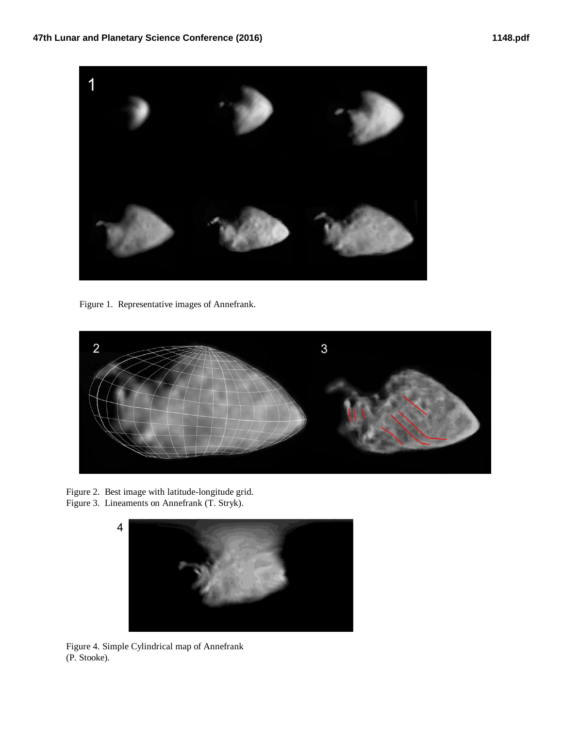Figure 1. Representative images of Annefrank.

Figure 2. Best image with latitude-longitude grid.
Figure 3. Lineaments on Annefrank (T. Stryk).

Figure 4. Simple Cylindrical map of Annefrank (P. Stooke).